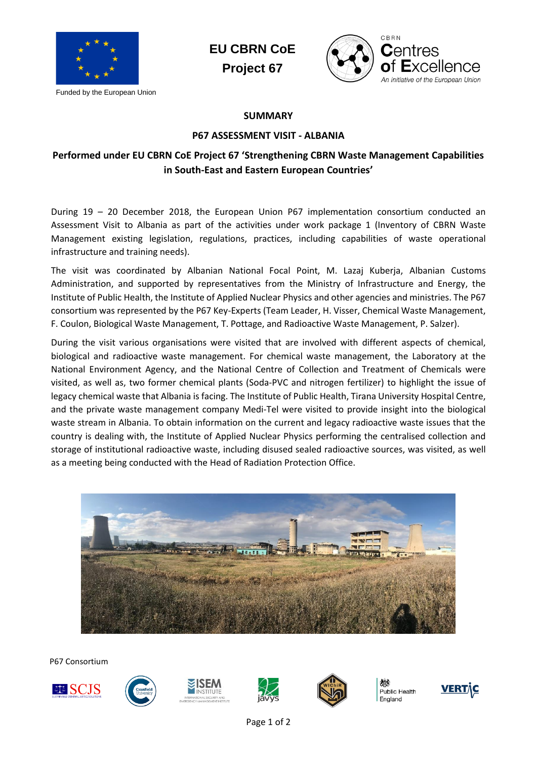Funded by the European Union

**EU CBRN CoE**
**Project 67**

CBRN Centres of Excellence
*An initiative of the European Union*

## SUMMARY

### P67 ASSESSMENT VISIT - ALBANIA

### Performed under EU CBRN CoE Project 67 'Strengthening CBRN Waste Management Capabilities in South-East and Eastern European Countries'

During 19 – 20 December 2018, the European Union P67 implementation consortium conducted an Assessment Visit to Albania as part of the activities under work package 1 (Inventory of CBRN Waste Management existing legislation, regulations, practices, including capabilities of waste operational infrastructure and training needs).

The visit was coordinated by Albanian National Focal Point, M. Lazaj Kuberja, Albanian Customs Administration, and supported by representatives from the Ministry of Infrastructure and Energy, the Institute of Public Health, the Institute of Applied Nuclear Physics and other agencies and ministries. The P67 consortium was represented by the P67 Key-Experts (Team Leader, H. Visser, Chemical Waste Management, F. Coulon, Biological Waste Management, T. Pottage, and Radioactive Waste Management, P. Salzer).

During the visit various organisations were visited that are involved with different aspects of chemical, biological and radioactive waste management. For chemical waste management, the Laboratory at the National Environment Agency, and the National Centre of Collection and Treatment of Chemicals were visited, as well as, two former chemical plants (Soda-PVC and nitrogen fertilizer) to highlight the issue of legacy chemical waste that Albania is facing. The Institute of Public Health, Tirana University Hospital Centre, and the private waste management company Medi-Tel were visited to provide insight into the biological waste stream in Albania. To obtain information on the current and legacy radioactive waste issues that the country is dealing with, the Institute of Applied Nuclear Physics performing the centralised collection and storage of institutional radioactive waste, including disused sealed radioactive sources, was visited, as well as a meeting being conducted with the Head of Radiation Protection Office.

P67 Consortium

SCJS · Cranfield University · ISEM Institute · javys · WIChiR · Public Health England · VERTIC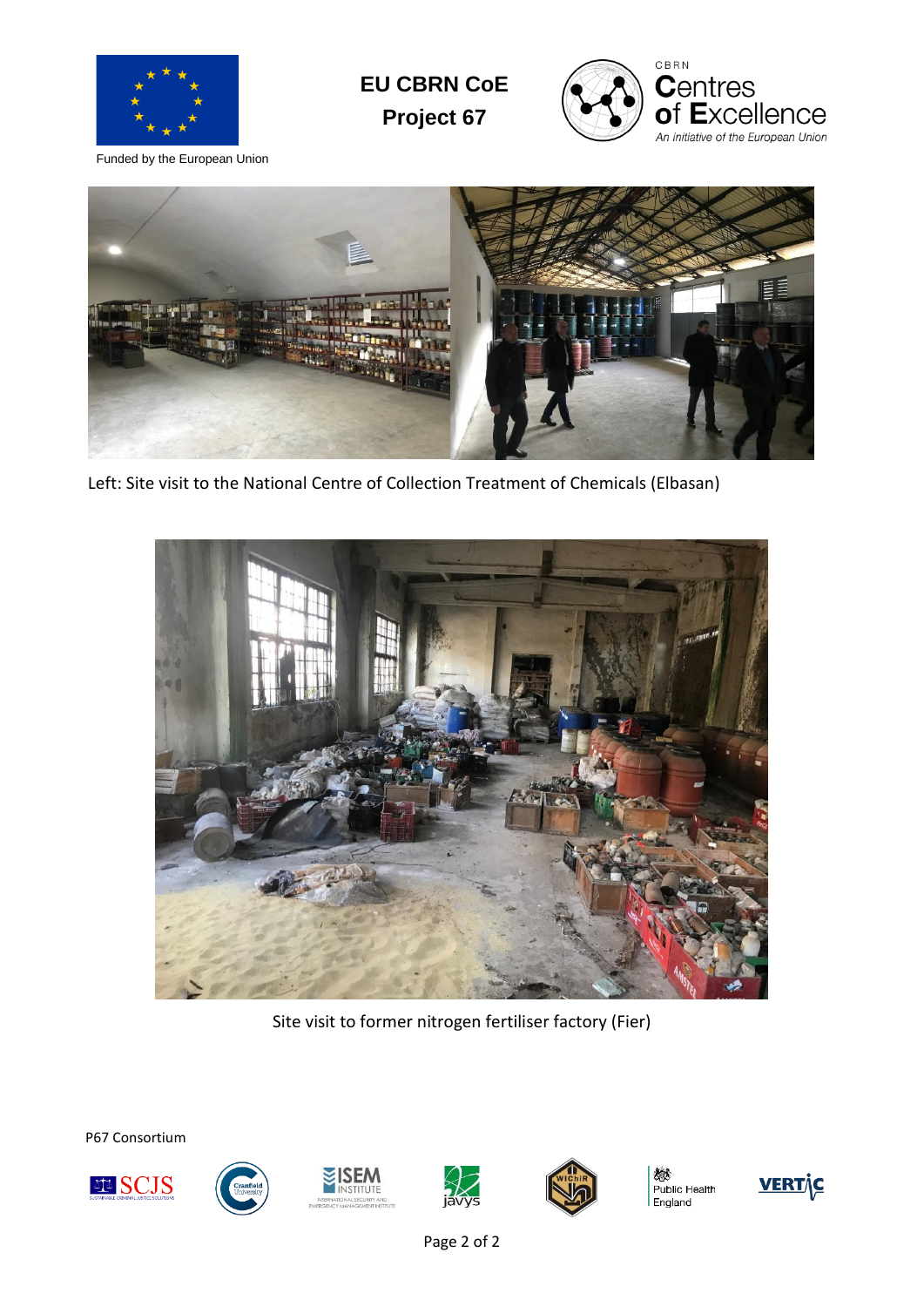Funded by the European Union

**EU CBRN CoE**
**Project 67**

CBRN Centres of Excellence
An initiative of the European Union

Left: Site visit to the National Centre of Collection Treatment of Chemicals (Elbasan)

Site visit to former nitrogen fertiliser factory (Fier)

P67 Consortium